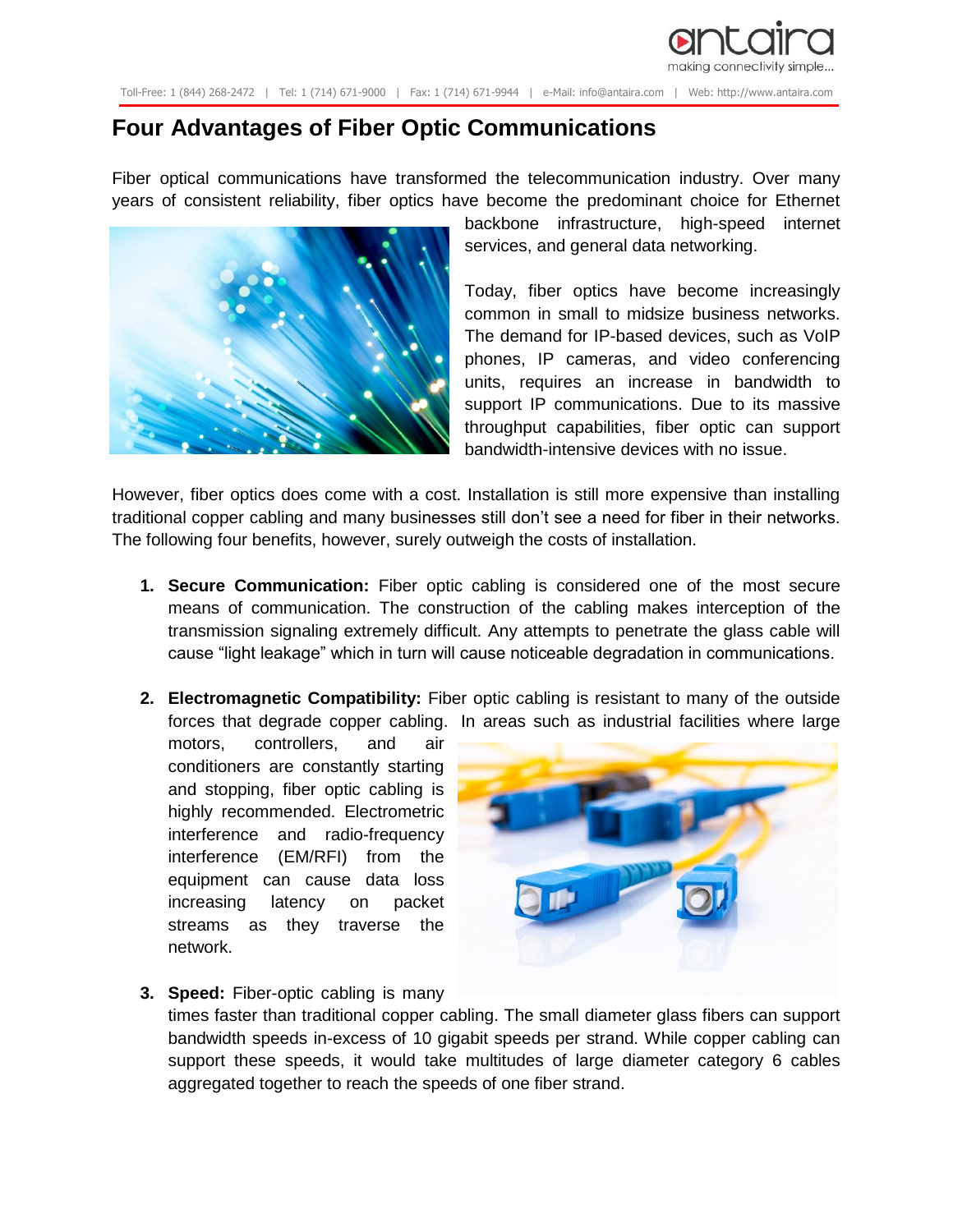# Four Advantages of Fiber Optic Communications

Fiber optical communications have transformed the telecommunication industry. Over many years of consistent reliability, fiber optics have become the predominant choice for Ethernet backbone infrastructure, high-speed internet services, and general data networking.

Today, fiber optics have become increasingly common in small to midsize business networks. The demand for IP-based devices, such as VoIP phones, IP cameras, and video conferencing units, requires an increase in bandwidth to support IP communications. Due to its massive throughput capabilities, fiber optic can support bandwidth-intensive devices with no issue.

However, fiber optics does come with a cost. Installation is still more expensive than installing traditional copper cabling and many businesses still don't see a need for fiber in their networks. The following four benefits, however, surely outweigh the costs of installation.

1. **Secure Communication:** Fiber optic cabling is considered one of the most secure means of communication. The construction of the cabling makes interception of the transmission signaling extremely difficult. Any attempts to penetrate the glass cable will cause "light leakage" which in turn will cause noticeable degradation in communications.

2. **Electromagnetic Compatibility:** Fiber optic cabling is resistant to many of the outside forces that degrade copper cabling. In areas such as industrial facilities where large motors, controllers, and air conditioners are constantly starting and stopping, fiber optic cabling is highly recommended. Electrometric interference and radio-frequency interference (EM/RFI) from the equipment can cause data loss increasing latency on packet streams as they traverse the network.

3. **Speed:** Fiber-optic cabling is many times faster than traditional copper cabling. The small diameter glass fibers can support bandwidth speeds in-excess of 10 gigabit speeds per strand. While copper cabling can support these speeds, it would take multitudes of large diameter category 6 cables aggregated together to reach the speeds of one fiber strand.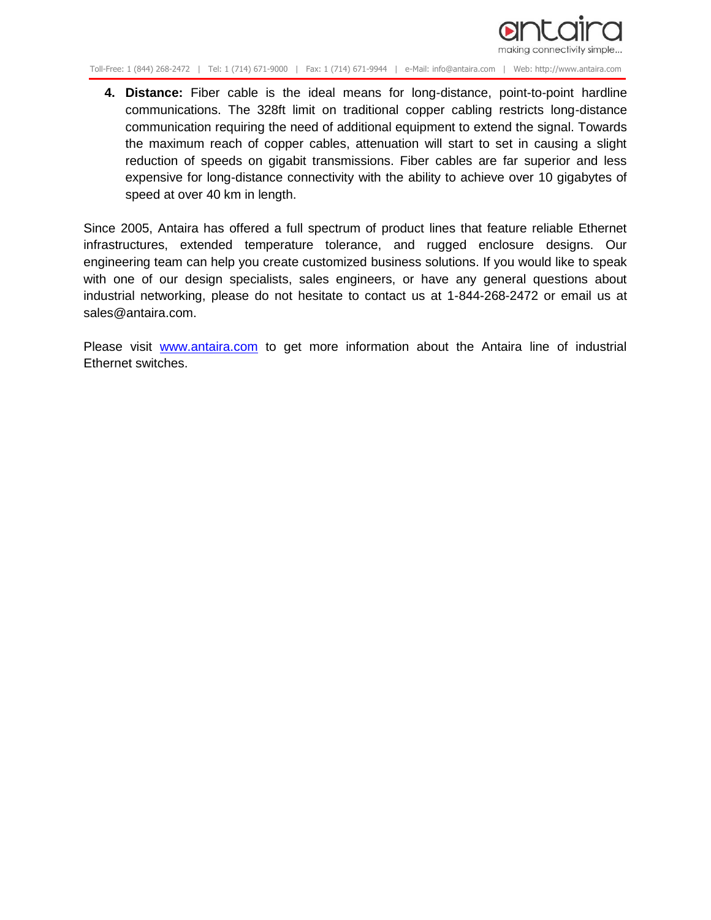4. **Distance:** Fiber cable is the ideal means for long-distance, point-to-point hardline communications. The 328ft limit on traditional copper cabling restricts long-distance communication requiring the need of additional equipment to extend the signal. Towards the maximum reach of copper cables, attenuation will start to set in causing a slight reduction of speeds on gigabit transmissions. Fiber cables are far superior and less expensive for long-distance connectivity with the ability to achieve over 10 gigabytes of speed at over 40 km in length.

Since 2005, Antaira has offered a full spectrum of product lines that feature reliable Ethernet infrastructures, extended temperature tolerance, and rugged enclosure designs. Our engineering team can help you create customized business solutions. If you would like to speak with one of our design specialists, sales engineers, or have any general questions about industrial networking, please do not hesitate to contact us at 1-844-268-2472 or email us at sales@antaira.com.

Please visit [www.antaira.com](http://www.antaira.com) to get more information about the Antaira line of industrial Ethernet switches.